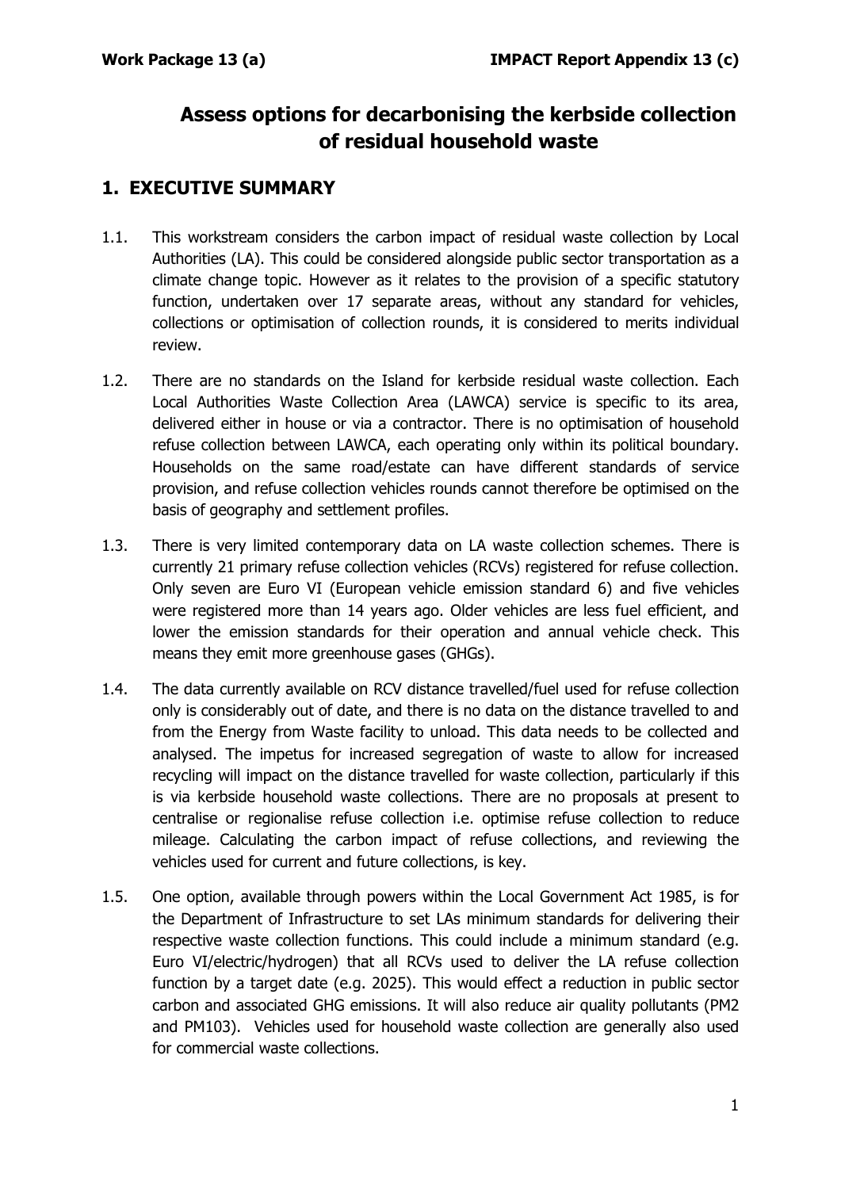# Assess options for decarbonising the kerbside collection of residual household waste

## 1. EXECUTIVE SUMMARY

1.1. This workstream considers the carbon impact of residual waste collection by Local Authorities (LA). This could be considered alongside public sector transportation as a climate change topic. However as it relates to the provision of a specific statutory function, undertaken over 17 separate areas, without any standard for vehicles, collections or optimisation of collection rounds, it is considered to merits individual review.

1.2. There are no standards on the Island for kerbside residual waste collection. Each Local Authorities Waste Collection Area (LAWCA) service is specific to its area, delivered either in house or via a contractor. There is no optimisation of household refuse collection between LAWCA, each operating only within its political boundary. Households on the same road/estate can have different standards of service provision, and refuse collection vehicles rounds cannot therefore be optimised on the basis of geography and settlement profiles.

1.3. There is very limited contemporary data on LA waste collection schemes. There is currently 21 primary refuse collection vehicles (RCVs) registered for refuse collection. Only seven are Euro VI (European vehicle emission standard 6) and five vehicles were registered more than 14 years ago. Older vehicles are less fuel efficient, and lower the emission standards for their operation and annual vehicle check. This means they emit more greenhouse gases (GHGs).

1.4. The data currently available on RCV distance travelled/fuel used for refuse collection only is considerably out of date, and there is no data on the distance travelled to and from the Energy from Waste facility to unload. This data needs to be collected and analysed. The impetus for increased segregation of waste to allow for increased recycling will impact on the distance travelled for waste collection, particularly if this is via kerbside household waste collections. There are no proposals at present to centralise or regionalise refuse collection i.e. optimise refuse collection to reduce mileage. Calculating the carbon impact of refuse collections, and reviewing the vehicles used for current and future collections, is key.

1.5. One option, available through powers within the Local Government Act 1985, is for the Department of Infrastructure to set LAs minimum standards for delivering their respective waste collection functions. This could include a minimum standard (e.g. Euro VI/electric/hydrogen) that all RCVs used to deliver the LA refuse collection function by a target date (e.g. 2025). This would effect a reduction in public sector carbon and associated GHG emissions. It will also reduce air quality pollutants (PM2 and PM103). Vehicles used for household waste collection are generally also used for commercial waste collections.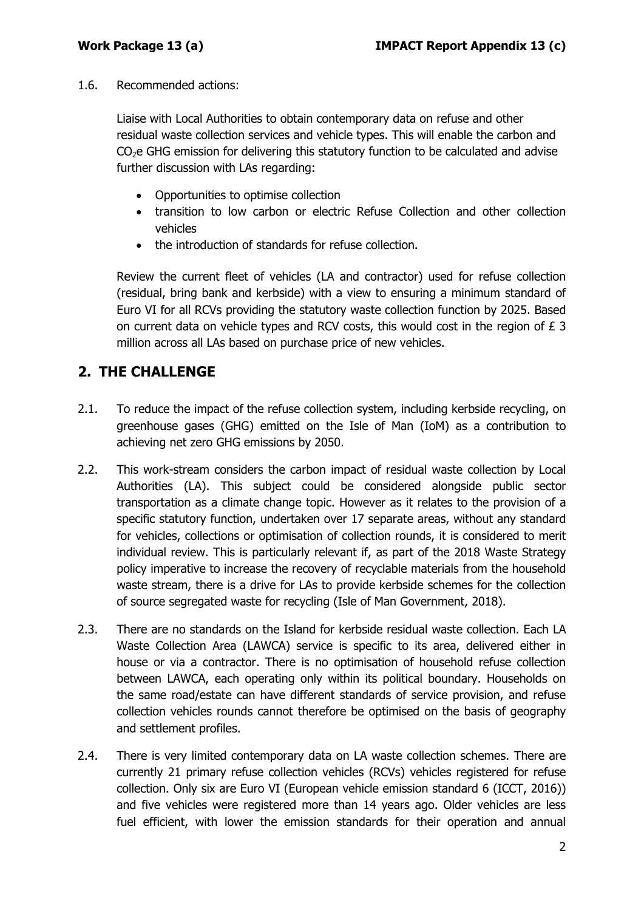1.6. Recommended actions:

Liaise with Local Authorities to obtain contemporary data on refuse and other residual waste collection services and vehicle types. This will enable the carbon and $CO_2$e GHG emission for delivering this statutory function to be calculated and advise further discussion with LAs regarding:

- Opportunities to optimise collection
- transition to low carbon or electric Refuse Collection and other collection vehicles
- the introduction of standards for refuse collection.

Review the current fleet of vehicles (LA and contractor) used for refuse collection (residual, bring bank and kerbside) with a view to ensuring a minimum standard of Euro VI for all RCVs providing the statutory waste collection function by 2025. Based on current data on vehicle types and RCV costs, this would cost in the region of £ 3 million across all LAs based on purchase price of new vehicles.

## 2. THE CHALLENGE

2.1. To reduce the impact of the refuse collection system, including kerbside recycling, on greenhouse gases (GHG) emitted on the Isle of Man (IoM) as a contribution to achieving net zero GHG emissions by 2050.

2.2. This work-stream considers the carbon impact of residual waste collection by Local Authorities (LA). This subject could be considered alongside public sector transportation as a climate change topic. However as it relates to the provision of a specific statutory function, undertaken over 17 separate areas, without any standard for vehicles, collections or optimisation of collection rounds, it is considered to merit individual review. This is particularly relevant if, as part of the 2018 Waste Strategy policy imperative to increase the recovery of recyclable materials from the household waste stream, there is a drive for LAs to provide kerbside schemes for the collection of source segregated waste for recycling (Isle of Man Government, 2018).

2.3. There are no standards on the Island for kerbside residual waste collection. Each LA Waste Collection Area (LAWCA) service is specific to its area, delivered either in house or via a contractor. There is no optimisation of household refuse collection between LAWCA, each operating only within its political boundary. Households on the same road/estate can have different standards of service provision, and refuse collection vehicles rounds cannot therefore be optimised on the basis of geography and settlement profiles.

2.4. There is very limited contemporary data on LA waste collection schemes. There are currently 21 primary refuse collection vehicles (RCVs) vehicles registered for refuse collection. Only six are Euro VI (European vehicle emission standard 6 (ICCT, 2016)) and five vehicles were registered more than 14 years ago. Older vehicles are less fuel efficient, with lower the emission standards for their operation and annual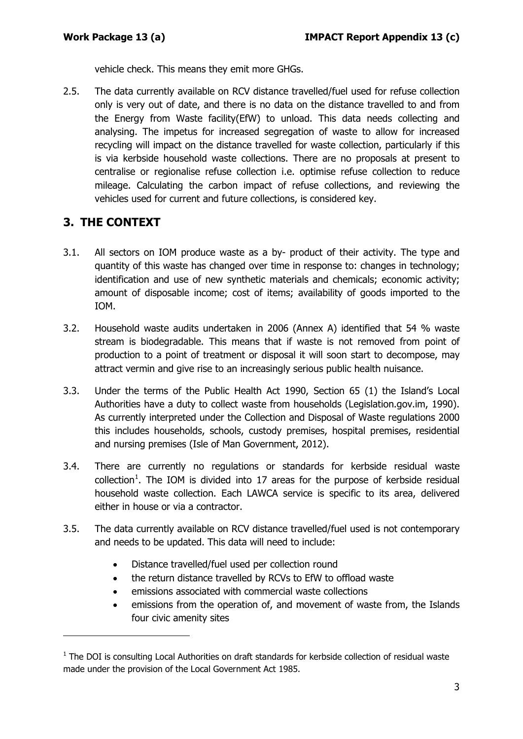vehicle check. This means they emit more GHGs.

2.5. The data currently available on RCV distance travelled/fuel used for refuse collection only is very out of date, and there is no data on the distance travelled to and from the Energy from Waste facility(EfW) to unload. This data needs collecting and analysing. The impetus for increased segregation of waste to allow for increased recycling will impact on the distance travelled for waste collection, particularly if this is via kerbside household waste collections. There are no proposals at present to centralise or regionalise refuse collection i.e. optimise refuse collection to reduce mileage. Calculating the carbon impact of refuse collections, and reviewing the vehicles used for current and future collections, is considered key.

## 3. THE CONTEXT

3.1. All sectors on IOM produce waste as a by- product of their activity. The type and quantity of this waste has changed over time in response to: changes in technology; identification and use of new synthetic materials and chemicals; economic activity; amount of disposable income; cost of items; availability of goods imported to the IOM.

3.2. Household waste audits undertaken in 2006 (Annex A) identified that 54 % waste stream is biodegradable. This means that if waste is not removed from point of production to a point of treatment or disposal it will soon start to decompose, may attract vermin and give rise to an increasingly serious public health nuisance.

3.3. Under the terms of the Public Health Act 1990, Section 65 (1) the Island's Local Authorities have a duty to collect waste from households (Legislation.gov.im, 1990). As currently interpreted under the Collection and Disposal of Waste regulations 2000 this includes households, schools, custody premises, hospital premises, residential and nursing premises (Isle of Man Government, 2012).

3.4. There are currently no regulations or standards for kerbside residual waste collection[1]. The IOM is divided into 17 areas for the purpose of kerbside residual household waste collection. Each LAWCA service is specific to its area, delivered either in house or via a contractor.

3.5. The data currently available on RCV distance travelled/fuel used is not contemporary and needs to be updated. This data will need to include:

- Distance travelled/fuel used per collection round
- the return distance travelled by RCVs to EfW to offload waste
- emissions associated with commercial waste collections
- emissions from the operation of, and movement of waste from, the Islands four civic amenity sites

[1] The DOI is consulting Local Authorities on draft standards for kerbside collection of residual waste made under the provision of the Local Government Act 1985.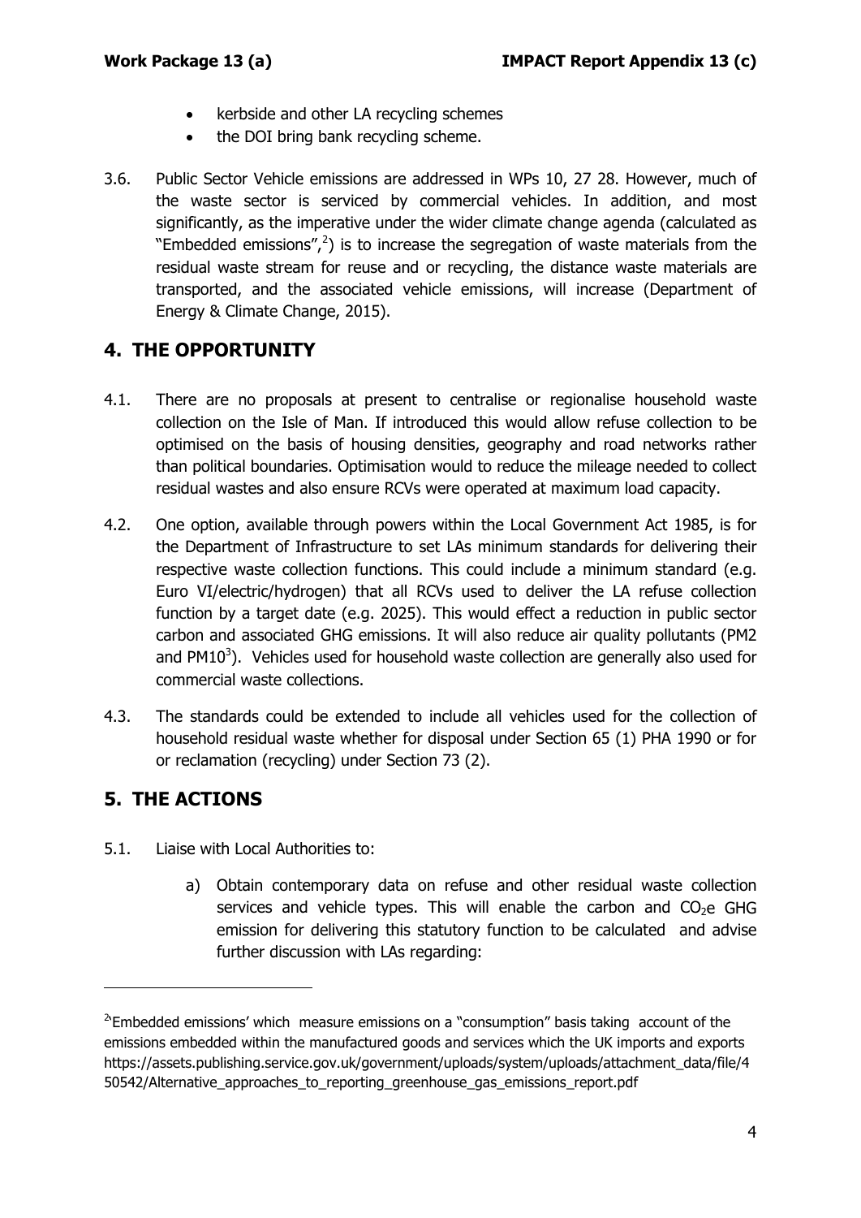- kerbside and other LA recycling schemes
- the DOI bring bank recycling scheme.

3.6. Public Sector Vehicle emissions are addressed in WPs 10, 27 28. However, much of the waste sector is serviced by commercial vehicles. In addition, and most significantly, as the imperative under the wider climate change agenda (calculated as "Embedded emissions",[2]) is to increase the segregation of waste materials from the residual waste stream for reuse and or recycling, the distance waste materials are transported, and the associated vehicle emissions, will increase (Department of Energy & Climate Change, 2015).

## 4. THE OPPORTUNITY

4.1. There are no proposals at present to centralise or regionalise household waste collection on the Isle of Man. If introduced this would allow refuse collection to be optimised on the basis of housing densities, geography and road networks rather than political boundaries. Optimisation would to reduce the mileage needed to collect residual wastes and also ensure RCVs were operated at maximum load capacity.

4.2. One option, available through powers within the Local Government Act 1985, is for the Department of Infrastructure to set LAs minimum standards for delivering their respective waste collection functions. This could include a minimum standard (e.g. Euro VI/electric/hydrogen) that all RCVs used to deliver the LA refuse collection function by a target date (e.g. 2025). This would effect a reduction in public sector carbon and associated GHG emissions. It will also reduce air quality pollutants (PM2 and PM10[3]). Vehicles used for household waste collection are generally also used for commercial waste collections.

4.3. The standards could be extended to include all vehicles used for the collection of household residual waste whether for disposal under Section 65 (1) PHA 1990 or for or reclamation (recycling) under Section 73 (2).

## 5. THE ACTIONS

5.1. Liaise with Local Authorities to:

   a) Obtain contemporary data on refuse and other residual waste collection services and vehicle types. This will enable the carbon and $CO_2$e GHG emission for delivering this statutory function to be calculated and advise further discussion with LAs regarding:

---

[2]'Embedded emissions' which measure emissions on a "consumption" basis taking account of the emissions embedded within the manufactured goods and services which the UK imports and exports https://assets.publishing.service.gov.uk/government/uploads/system/uploads/attachment_data/file/450542/Alternative_approaches_to_reporting_greenhouse_gas_emissions_report.pdf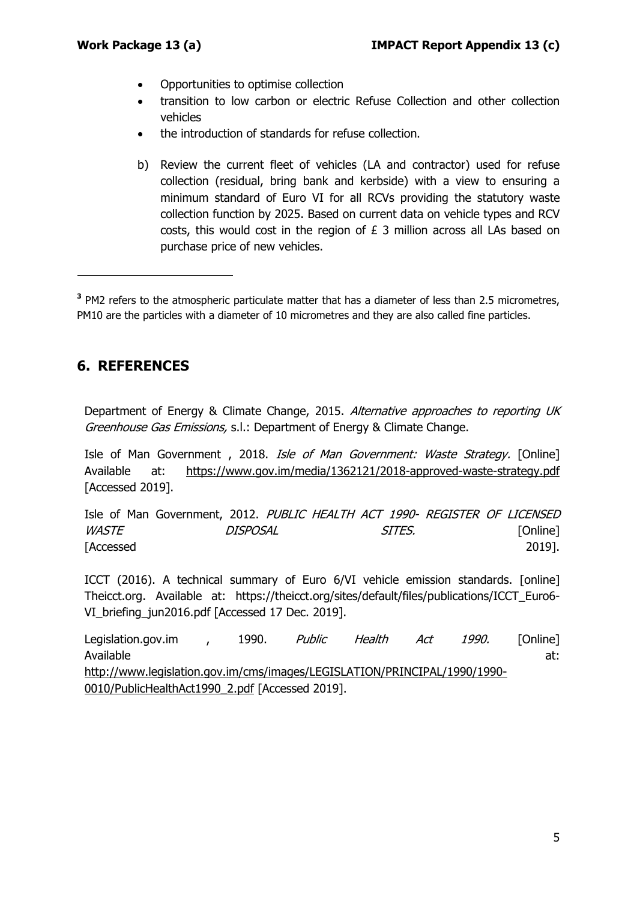- Opportunities to optimise collection
- transition to low carbon or electric Refuse Collection and other collection vehicles
- the introduction of standards for refuse collection.

b) Review the current fleet of vehicles (LA and contractor) used for refuse collection (residual, bring bank and kerbside) with a view to ensuring a minimum standard of Euro VI for all RCVs providing the statutory waste collection function by 2025. Based on current data on vehicle types and RCV costs, this would cost in the region of £ 3 million across all LAs based on purchase price of new vehicles.

---

[3] PM2 refers to the atmospheric particulate matter that has a diameter of less than 2.5 micrometres, PM10 are the particles with a diameter of 10 micrometres and they are also called fine particles.

## 6. REFERENCES

Department of Energy & Climate Change, 2015. *Alternative approaches to reporting UK Greenhouse Gas Emissions,* s.l.: Department of Energy & Climate Change.

Isle of Man Government , 2018. *Isle of Man Government: Waste Strategy.* [Online] Available at: https://www.gov.im/media/1362121/2018-approved-waste-strategy.pdf [Accessed 2019].

Isle of Man Government, 2012. *PUBLIC HEALTH ACT 1990- REGISTER OF LICENSED WASTE DISPOSAL SITES.* [Online] [Accessed 2019].

ICCT (2016). A technical summary of Euro 6/VI vehicle emission standards. [online] Theicct.org. Available at: https://theicct.org/sites/default/files/publications/ICCT_Euro6-VI_briefing_jun2016.pdf [Accessed 17 Dec. 2019].

Legislation.gov.im , 1990. *Public Health Act 1990.* [Online] Available at: http://www.legislation.gov.im/cms/images/LEGISLATION/PRINCIPAL/1990/1990-0010/PublicHealthAct1990_2.pdf [Accessed 2019].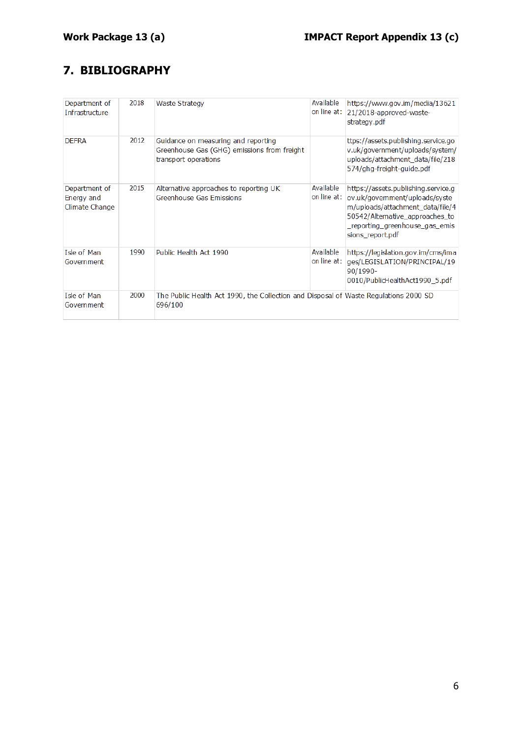## 7. BIBLIOGRAPHY

| | | | | |
|---|---|---|---|---|
| Department of Infrastructure | 2018 | Waste Strategy | Available on line at: | https://www.gov.im/media/1362121/2018-approved-waste-strategy.pdf |
| DEFRA | 2012 | Guidance on measuring and reporting Greenhouse Gas (GHG) emissions from freight transport operations | | ttps://assets.publishing.service.gov.uk/government/uploads/system/uploads/attachment_data/file/218574/ghg-freight-guide.pdf |
| Department of Energy and Climate Change | 2015 | Alternative approaches to reporting UK Greenhouse Gas Emissions | Available on line at: | https://assets.publishing.service.gov.uk/government/uploads/system/uploads/attachment_data/file/450542/Alternative_approaches_to_reporting_greenhouse_gas_emissions_report.pdf |
| Isle of Man Government | 1990 | Public Health Act 1990 | Available on line at: | https://legislation.gov.im/cms/images/LEGISLATION/PRINCIPAL/1990/1990-0010/PublicHealthAct1990_5.pdf |
| Isle of Man Government | 2000 | The Public Health Act 1990, the Collection and Disposal of Waste Regulations 2000 SD 696/100 | | |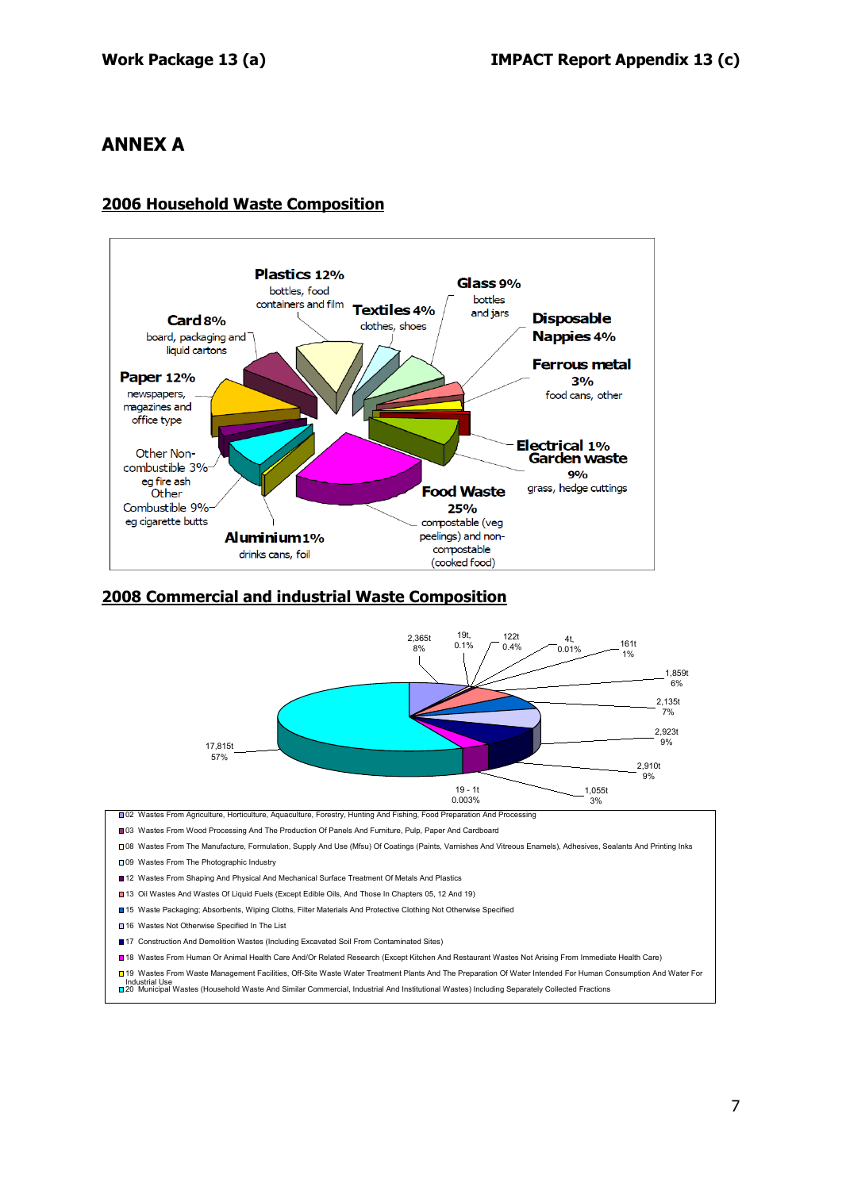# ANNEX A

## 2006 Household Waste Composition

**Plastics 12%** bottles, food containers and film

**Glass 9%** bottles and jars

**Textiles 4%** clothes, shoes

**Card 8%** board, packaging and liquid cartons

**Disposable Nappies 4%**

**Ferrous metal 3%** food cans, other

**Paper 12%** newspapers, magazines and office type

**Electrical 1%**

**Garden waste 9%** grass, hedge cuttings

Other Non-combustible 3% eg fire ash

Other Combustible 9% eg cigarette butts

**Food Waste 25%** compostable (veg peelings) and non-compostable (cooked food)

**Aluminium 1%** drinks cans, foil

## 2008 Commercial and industrial Waste Composition

2,365t 8%; 19t, 0.1%; 122t 0.4%; 4t, 0.01%; 161t 1%; 1,859t 6%; 2,135t 7%; 2,923t 9%; 2,910t 9%; 1,055t 3%; 19 - 1t 0.003%; 17,815t 57%

- 02 Wastes From Agriculture, Horticulture, Aquaculture, Forestry, Hunting And Fishing, Food Preparation And Processing
- 03 Wastes From Wood Processing And The Production Of Panels And Furniture, Pulp, Paper And Cardboard
- 08 Wastes From The Manufacture, Formulation, Supply And Use (Mfsu) Of Coatings (Paints, Varnishes And Vitreous Enamels), Adhesives, Sealants And Printing Inks
- 09 Wastes From The Photographic Industry
- 12 Wastes From Shaping And Physical And Mechanical Surface Treatment Of Metals And Plastics
- 13 Oil Wastes And Wastes Of Liquid Fuels (Except Edible Oils, And Those In Chapters 05, 12 And 19)
- 15 Waste Packaging; Absorbents, Wiping Cloths, Filter Materials And Protective Clothing Not Otherwise Specified
- 16 Wastes Not Otherwise Specified In The List
- 17 Construction And Demolition Wastes (Including Excavated Soil From Contaminated Sites)
- 18 Wastes From Human Or Animal Health Care And/Or Related Research (Except Kitchen And Restaurant Wastes Not Arising From Immediate Health Care)
- 19 Wastes From Waste Management Facilities, Off-Site Waste Water Treatment Plants And The Preparation Of Water Intended For Human Consumption And Water For Industrial Use
- 20 Municipal Wastes (Household Waste And Similar Commercial, Industrial And Institutional Wastes) Including Separately Collected Fractions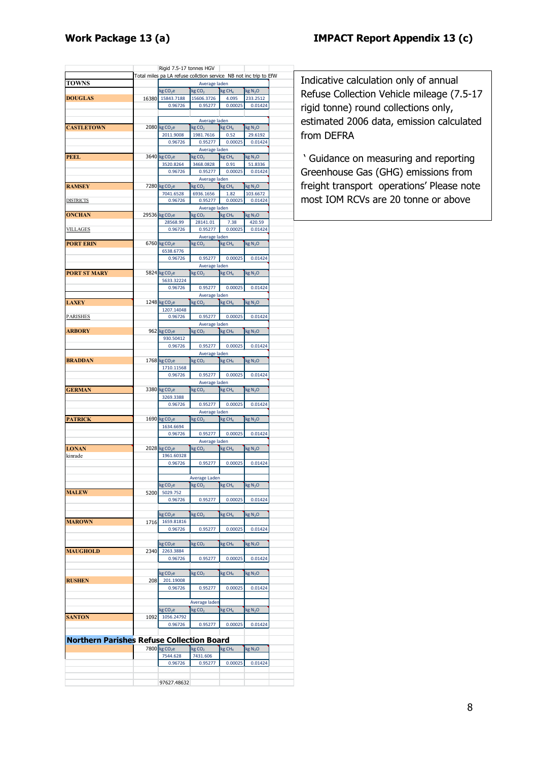| | | Rigid 7.5-17 tonnes HGV | | | |
|---|---|---|---|---|---|
| | Total miles pa LA refuse collction service NB not inc trip to EfW | | | | |
| **TOWNS** | | Average laden | | | |
| | | kg $CO_2e$ | kg $CO_2$ | kg $CH_4$ | kg $N_2O$ |
| **DOUGLAS** | 16380 | 15843.7188 | 15606.3726 | 4.095 | 233.2512 |
| | | 0.96726 | 0.95277 | 0.00025 | 0.01424 |
| | | Average laden | | | |
| **CASTLETOWN** | 2080 | kg $CO_2e$ | kg $CO_2$ | kg $CH_4$ | kg $N_2O$ |
| | | 2011.9008 | 1981.7616 | 0.52 | 29.6192 |
| | | 0.96726 | 0.95277 | 0.00025 | 0.01424 |
| | | Average laden | | | |
| **PEEL** | 3640 | kg $CO_2e$ | kg $CO_2$ | kg $CH_4$ | kg $N_2O$ |
| | | 3520.8264 | 3468.0828 | 0.91 | 51.8336 |
| | | 0.96726 | 0.95277 | 0.00025 | 0.01424 |
| | | Average laden | | | |
| **RAMSEY** | 7280 | kg $CO_2e$ | kg $CO_2$ | kg $CH_4$ | kg $N_2O$ |
| | | 7041.6528 | 6936.1656 | 1.82 | 103.6672 |
| DISTRICTS | | 0.96726 | 0.95277 | 0.00025 | 0.01424 |
| | | Average laden | | | |
| **ONCHAN** | 29536 | kg $CO_2e$ | kg $CO_2$ | kg $CH_4$ | kg $N_2O$ |
| | | 28568.99 | 28141.01 | 7.38 | 420.59 |
| VILLAGES | | 0.96726 | 0.95277 | 0.00025 | 0.01424 |
| | | Average laden | | | |
| **PORT ERIN** | 6760 | kg $CO_2e$ | kg $CO_2$ | kg $CH_4$ | kg $N_2O$ |
| | | 6538.6776 | | | |
| | | 0.96726 | 0.95277 | 0.00025 | 0.01424 |
| | | Average laden | | | |
| **PORT ST MARY** | 5824 | kg $CO_2e$ | kg $CO_2$ | kg $CH_4$ | kg $N_2O$ |
| | | 5633.32224 | | | |
| | | 0.96726 | 0.95277 | 0.00025 | 0.01424 |
| | | Average laden | | | |
| **LAXEY** | 1248 | kg $CO_2e$ | kg $CO_2$ | kg $CH_4$ | kg $N_2O$ |
| | | 1207.14048 | | | |
| PARISHES | | 0.96726 | 0.95277 | 0.00025 | 0.01424 |
| | | Average laden | | | |
| **ARBORY** | 962 | kg $CO_2e$ | kg $CO_2$ | kg $CH_4$ | kg $N_2O$ |
| | | 930.50412 | | | |
| | | 0.96726 | 0.95277 | 0.00025 | 0.01424 |
| | | Average laden | | | |
| **BRADDAN** | 1768 | kg $CO_2e$ | kg $CO_2$ | kg $CH_4$ | kg $N_2O$ |
| | | 1710.11568 | | | |
| | | 0.96726 | 0.95277 | 0.00025 | 0.01424 |
| | | Average laden | | | |
| **GERMAN** | 3380 | kg $CO_2e$ | kg $CO_2$ | kg $CH_4$ | kg $N_2O$ |
| | | 3269.3388 | | | |
| | | 0.96726 | 0.95277 | 0.00025 | 0.01424 |
| | | Average laden | | | |
| **PATRICK** | 1690 | kg $CO_2e$ | kg $CO_2$ | kg $CH_4$ | kg $N_2O$ |
| | | 1634.6694 | | | |
| | | 0.96726 | 0.95277 | 0.00025 | 0.01424 |
| | | Average laden | | | |
| **LONAN** | 2028 | kg $CO_2e$ | kg $CO_2$ | kg $CH_4$ | kg $N_2O$ |
| kinrade | | 1961.60328 | | | |
| | | 0.96726 | 0.95277 | 0.00025 | 0.01424 |
| | | Average Laden | | | |
| | | kg $CO_2e$ | kg $CO_2$ | kg $CH_4$ | kg $N_2O$ |
| **MALEW** | 5200 | 5029.752 | | | |
| | | 0.96726 | 0.95277 | 0.00025 | 0.01424 |
| | | kg $CO_2e$ | kg $CO_2$ | kg $CH_4$ | kg $N_2O$ |
| **MAROWN** | 1716 | 1659.81816 | | | |
| | | 0.96726 | 0.95277 | 0.00025 | 0.01424 |
| | | kg $CO_2e$ | kg $CO_2$ | kg $CH_4$ | kg $N_2O$ |
| **MAUGHOLD** | 2340 | 2263.3884 | | | |
| | | 0.96726 | 0.95277 | 0.00025 | 0.01424 |
| | | kg $CO_2e$ | kg $CO_2$ | kg $CH_4$ | kg $N_2O$ |
| **RUSHEN** | 208 | 201.19008 | | | |
| | | 0.96726 | 0.95277 | 0.00025 | 0.01424 |
| | | Average laden | | | |
| | | kg $CO_2e$ | kg $CO_2$ | kg $CH_4$ | kg $N_2O$ |
| **SANTON** | 1092 | 1056.24792 | | | |
| | | 0.96726 | 0.95277 | 0.00025 | 0.01424 |
| **Northern Parishes Refuse Collection Board** | | | | | |
| | 7800 | kg $CO_2e$ | kg $CO_2$ | kg $CH_4$ | kg $N_2O$ |
| | | 7544.628 | 7431.606 | | |
| | | 0.96726 | 0.95277 | 0.00025 | 0.01424 |
| | | 97627.48632 | | | |

Indicative calculation only of annual Refuse Collection Vehicle mileage (7.5-17 rigid tonne) round collections only, estimated 2006 data, emission calculated from DEFRA

' Guidance on measuring and reporting Greenhouse Gas (GHG) emissions from freight transport operations' Please note most IOM RCVs are 20 tonne or above